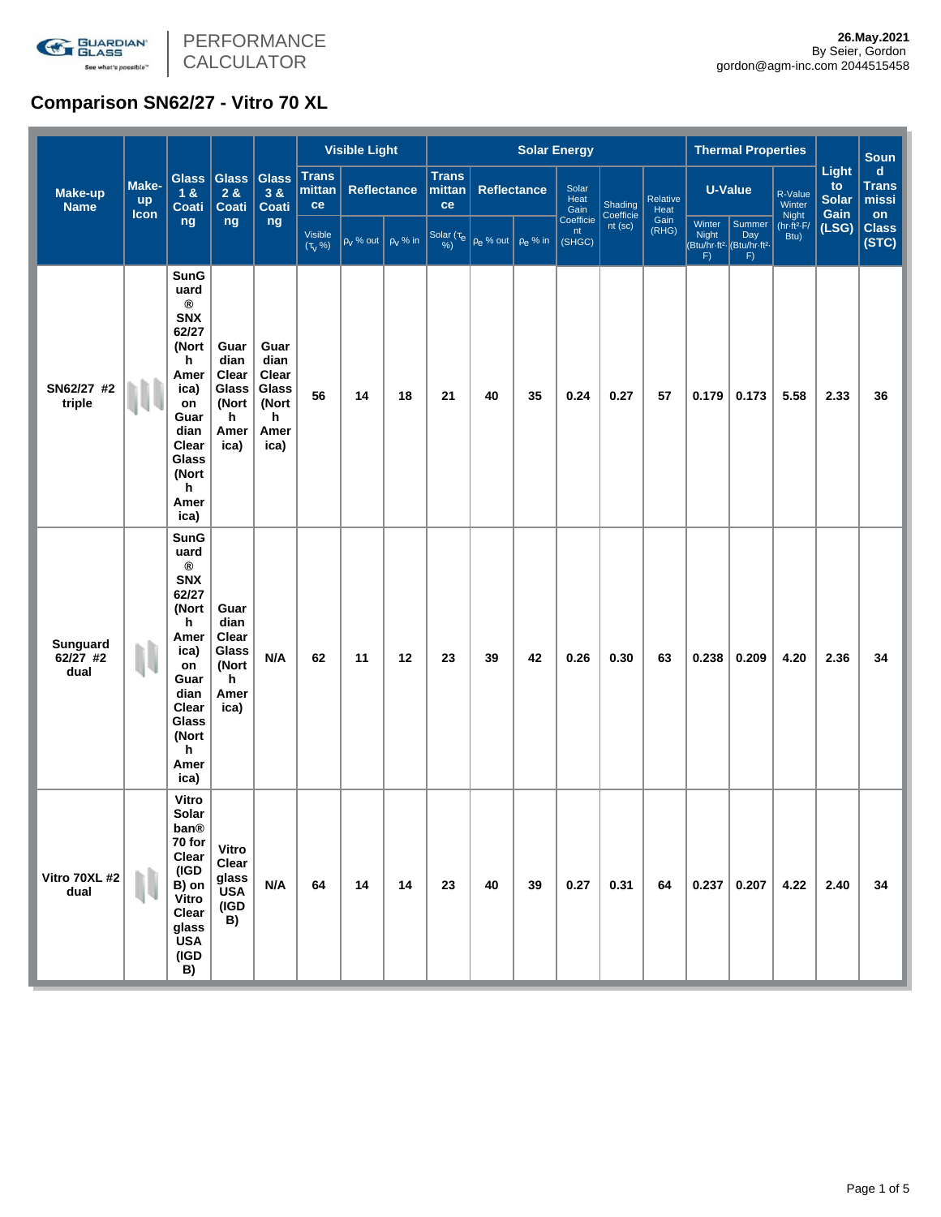PERFORMANCE CALCULATOR

26.May.2021
By Seier, Gordon
gordon@agm-inc.com 2044515458

# Comparison SN62/27 - Vitro 70 XL

| Make-up Name | Make-up Icon | Glass 1 & Coating | Glass 2 & Coating | Glass 3 & Coating | Visible Light | | | Solar Energy | | | | | | Thermal Properties | | | Light to Solar Gain (LSG) | Sound Transmission Class (STC) |
|---|---|---|---|---|---|---|---|---|---|---|---|---|---|---|---|---|---|---|
| | | | | | Transmittance | Reflectance | | Transmittance | Reflectance | | Solar Heat Gain Coefficient (SHGC) | Shading Coefficient (sc) | Relative Heat Gain (RHG) | U-Value | | R-Value Winter Night (hr·ft²·F/Btu) | | |
| | | | | | Visible ($\tau_v$ %) | $\rho_v$ % out | $\rho_v$ % in | Solar ($\tau_e$ %) | $\rho_e$ % out | $\rho_e$ % in | | | | Winter Night (Btu/hr·ft²·F) | Summer Day (Btu/hr·ft²·F) | | | |
| SN62/27 #2 triple | | SunGuard® SNX 62/27 (North America) on Guardian Clear Glass (North America) | Guardian Clear Glass (North America) | Guardian Clear Glass (North America) | 56 | 14 | 18 | 21 | 40 | 35 | 0.24 | 0.27 | 57 | 0.179 | 0.173 | 5.58 | 2.33 | 36 |
| Sunguard 62/27 #2 dual | | SunGuard® SNX 62/27 (North America) on Guardian Clear Glass (North America) | Guardian Clear Glass (North America) | N/A | 62 | 11 | 12 | 23 | 39 | 42 | 0.26 | 0.30 | 63 | 0.238 | 0.209 | 4.20 | 2.36 | 34 |
| Vitro 70XL #2 dual | | Vitro Solarban® 70 for Clear (IGDB) on Vitro Clear glass USA (IGDB) | Vitro Clear glass USA (IGDB) | N/A | 64 | 14 | 14 | 23 | 40 | 39 | 0.27 | 0.31 | 64 | 0.237 | 0.207 | 4.22 | 2.40 | 34 |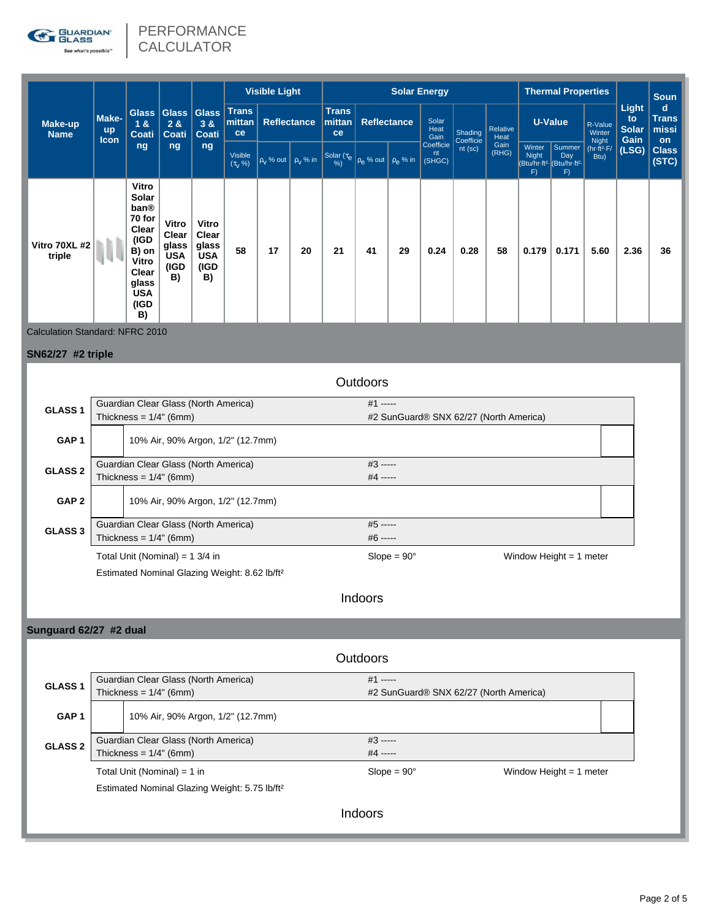PERFORMANCE CALCULATOR

| Make-up Name | Make-up Icon | Glass 1 & Coating | Glass 2 & Coating | Glass 3 & Coating | Visible Light | | | Solar Energy | | | | | | Thermal Properties | | | Light to Solar Gain (LSG) | Sound Transmission Class (STC) |
|---|---|---|---|---|---|---|---|---|---|---|---|---|---|---|---|---|---|---|
| | | | | | Transmittance | Reflectance | | Transmittance | Reflectance | | Solar Heat Gain Coefficient (SHGC) | Shading Coefficient (sc) | Relative Heat Gain (RHG) | U-Value | | R-Value Winter Night (hr·ft²·F/Btu) | | |
| | | | | | Visible ($\tau_v$ %) | $\rho_v$ % out | $\rho_v$ % in | Solar ($\tau_e$ %) | $\rho_e$ % out | $\rho_e$ % in | | | | Winter Night (Btu/hr·ft²·F) | Summer Day (Btu/hr·ft²·F) | | | |
| Vitro 70XL #2 triple | | Vitro Solarban® 70 for Clear (IGD B) on Vitro Clear glass USA (IGD B) | Vitro Clear glass USA (IGD B) | Vitro Clear glass USA (IGD B) | 58 | 17 | 20 | 21 | 41 | 29 | 0.24 | 0.28 | 58 | 0.179 | 0.171 | 5.60 | 2.36 | 36 |

Calculation Standard: NFRC 2010

**SN62/27 #2 triple**

Outdoors

| | | |
|---|---|---|
| **GLASS 1** | Guardian Clear Glass (North America)<br>Thickness = 1/4" (6mm) | #1 -----<br>#2 SunGuard® SNX 62/27 (North America) |
| **GAP 1** | 10% Air, 90% Argon, 1/2" (12.7mm) | |
| **GLASS 2** | Guardian Clear Glass (North America)<br>Thickness = 1/4" (6mm) | #3 -----<br>#4 ----- |
| **GAP 2** | 10% Air, 90% Argon, 1/2" (12.7mm) | |
| **GLASS 3** | Guardian Clear Glass (North America)<br>Thickness = 1/4" (6mm) | #5 -----<br>#6 ----- |

Total Unit (Nominal) = 1 3/4 in | Slope = 90° | Window Height = 1 meter

Estimated Nominal Glazing Weight: 8.62 lb/ft²

Indoors

**Sunguard 62/27 #2 dual**

Outdoors

| | | |
|---|---|---|
| **GLASS 1** | Guardian Clear Glass (North America)<br>Thickness = 1/4" (6mm) | #1 -----<br>#2 SunGuard® SNX 62/27 (North America) |
| **GAP 1** | 10% Air, 90% Argon, 1/2" (12.7mm) | |
| **GLASS 2** | Guardian Clear Glass (North America)<br>Thickness = 1/4" (6mm) | #3 -----<br>#4 ----- |

Total Unit (Nominal) = 1 in | Slope = 90° | Window Height = 1 meter

Estimated Nominal Glazing Weight: 5.75 lb/ft²

Indoors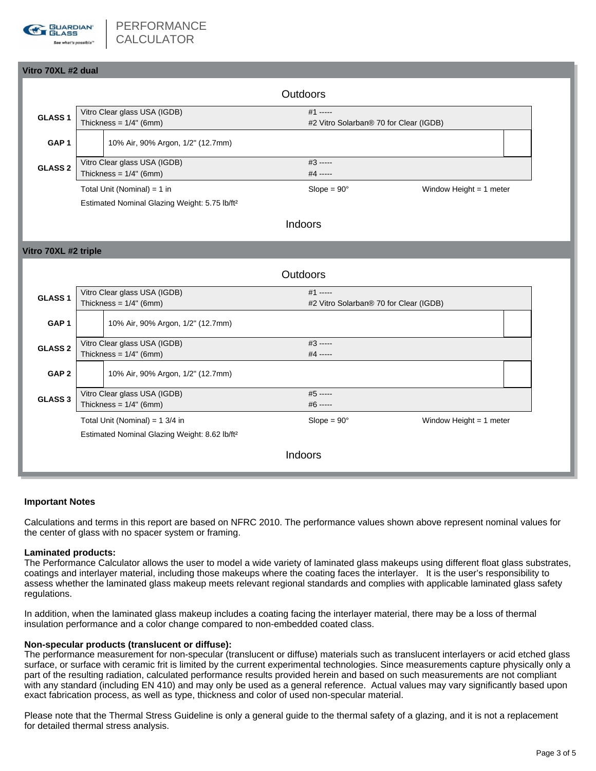PERFORMANCE CALCULATOR

## Vitro 70XL #2 dual

Outdoors

| | | |
|---|---|---|
| **GLASS 1** | Vitro Clear glass USA (IGDB)<br>Thickness = 1/4" (6mm) | #1 -----<br>#2 Vitro Solarban® 70 for Clear (IGDB) |
| **GAP 1** | 10% Air, 90% Argon, 1/2" (12.7mm) | |
| **GLASS 2** | Vitro Clear glass USA (IGDB)<br>Thickness = 1/4" (6mm) | #3 -----<br>#4 ----- |

Total Unit (Nominal) = 1 in | Slope = 90° | Window Height = 1 meter

Estimated Nominal Glazing Weight: 5.75 lb/ft²

Indoors

## Vitro 70XL #2 triple

Outdoors

| | | |
|---|---|---|
| **GLASS 1** | Vitro Clear glass USA (IGDB)<br>Thickness = 1/4" (6mm) | #1 -----<br>#2 Vitro Solarban® 70 for Clear (IGDB) |
| **GAP 1** | 10% Air, 90% Argon, 1/2" (12.7mm) | |
| **GLASS 2** | Vitro Clear glass USA (IGDB)<br>Thickness = 1/4" (6mm) | #3 -----<br>#4 ----- |
| **GAP 2** | 10% Air, 90% Argon, 1/2" (12.7mm) | |
| **GLASS 3** | Vitro Clear glass USA (IGDB)<br>Thickness = 1/4" (6mm) | #5 -----<br>#6 ----- |

Total Unit (Nominal) = 1 3/4 in | Slope = 90° | Window Height = 1 meter

Estimated Nominal Glazing Weight: 8.62 lb/ft²

Indoors

### Important Notes

Calculations and terms in this report are based on NFRC 2010. The performance values shown above represent nominal values for the center of glass with no spacer system or framing.

**Laminated products:**
The Performance Calculator allows the user to model a wide variety of laminated glass makeups using different float glass substrates, coatings and interlayer material, including those makeups where the coating faces the interlayer. It is the user's responsibility to assess whether the laminated glass makeup meets relevant regional standards and complies with applicable laminated glass safety regulations.

In addition, when the laminated glass makeup includes a coating facing the interlayer material, there may be a loss of thermal insulation performance and a color change compared to non-embedded coated class.

**Non-specular products (translucent or diffuse):**
The performance measurement for non-specular (translucent or diffuse) materials such as translucent interlayers or acid etched glass surface, or surface with ceramic frit is limited by the current experimental technologies. Since measurements capture physically only a part of the resulting radiation, calculated performance results provided herein and based on such measurements are not compliant with any standard (including EN 410) and may only be used as a general reference. Actual values may vary significantly based upon exact fabrication process, as well as type, thickness and color of used non-specular material.

Please note that the Thermal Stress Guideline is only a general guide to the thermal safety of a glazing, and it is not a replacement for detailed thermal stress analysis.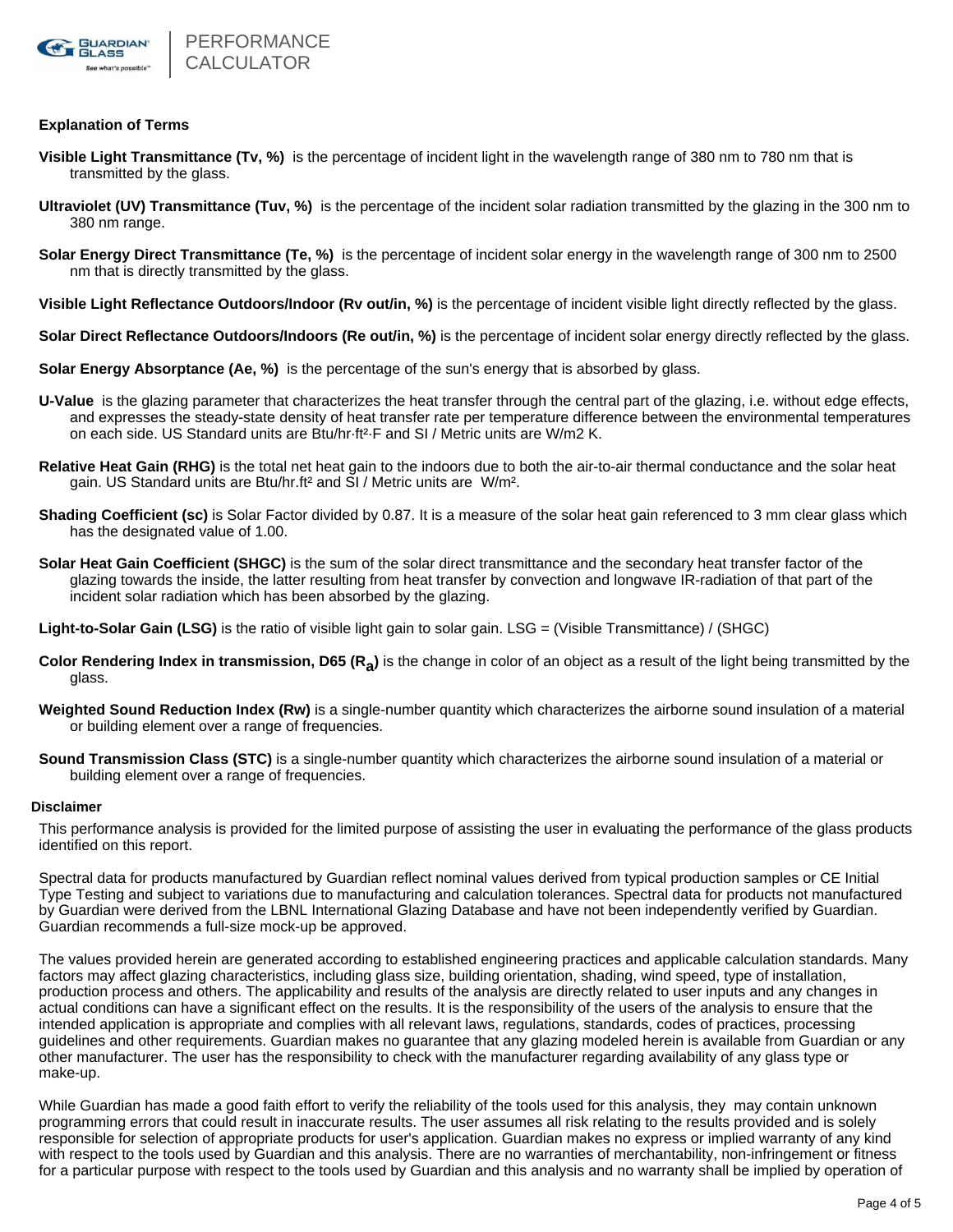## Explanation of Terms

**Visible Light Transmittance (Tv, %)** is the percentage of incident light in the wavelength range of 380 nm to 780 nm that is transmitted by the glass.

**Ultraviolet (UV) Transmittance (Tuv, %)** is the percentage of the incident solar radiation transmitted by the glazing in the 300 nm to 380 nm range.

**Solar Energy Direct Transmittance (Te, %)** is the percentage of incident solar energy in the wavelength range of 300 nm to 2500 nm that is directly transmitted by the glass.

**Visible Light Reflectance Outdoors/Indoor (Rv out/in, %)** is the percentage of incident visible light directly reflected by the glass.

**Solar Direct Reflectance Outdoors/Indoors (Re out/in, %)** is the percentage of incident solar energy directly reflected by the glass.

**Solar Energy Absorptance (Ae, %)** is the percentage of the sun's energy that is absorbed by glass.

**U-Value** is the glazing parameter that characterizes the heat transfer through the central part of the glazing, i.e. without edge effects, and expresses the steady-state density of heat transfer rate per temperature difference between the environmental temperatures on each side. US Standard units are Btu/hr·ft²·F and SI / Metric units are W/m2 K.

**Relative Heat Gain (RHG)** is the total net heat gain to the indoors due to both the air-to-air thermal conductance and the solar heat gain. US Standard units are Btu/hr.ft² and SI / Metric units are W/m².

**Shading Coefficient (sc)** is Solar Factor divided by 0.87. It is a measure of the solar heat gain referenced to 3 mm clear glass which has the designated value of 1.00.

**Solar Heat Gain Coefficient (SHGC)** is the sum of the solar direct transmittance and the secondary heat transfer factor of the glazing towards the inside, the latter resulting from heat transfer by convection and longwave IR-radiation of that part of the incident solar radiation which has been absorbed by the glazing.

**Light-to-Solar Gain (LSG)** is the ratio of visible light gain to solar gain. LSG = (Visible Transmittance) / (SHGC)

**Color Rendering Index in transmission, D65 ($R_a$)** is the change in color of an object as a result of the light being transmitted by the glass.

**Weighted Sound Reduction Index (Rw)** is a single-number quantity which characterizes the airborne sound insulation of a material or building element over a range of frequencies.

**Sound Transmission Class (STC)** is a single-number quantity which characterizes the airborne sound insulation of a material or building element over a range of frequencies.

## Disclaimer

This performance analysis is provided for the limited purpose of assisting the user in evaluating the performance of the glass products identified on this report.

Spectral data for products manufactured by Guardian reflect nominal values derived from typical production samples or CE Initial Type Testing and subject to variations due to manufacturing and calculation tolerances. Spectral data for products not manufactured by Guardian were derived from the LBNL International Glazing Database and have not been independently verified by Guardian. Guardian recommends a full-size mock-up be approved.

The values provided herein are generated according to established engineering practices and applicable calculation standards. Many factors may affect glazing characteristics, including glass size, building orientation, shading, wind speed, type of installation, production process and others. The applicability and results of the analysis are directly related to user inputs and any changes in actual conditions can have a significant effect on the results. It is the responsibility of the users of the analysis to ensure that the intended application is appropriate and complies with all relevant laws, regulations, standards, codes of practices, processing guidelines and other requirements. Guardian makes no guarantee that any glazing modeled herein is available from Guardian or any other manufacturer. The user has the responsibility to check with the manufacturer regarding availability of any glass type or make-up.

While Guardian has made a good faith effort to verify the reliability of the tools used for this analysis, they may contain unknown programming errors that could result in inaccurate results. The user assumes all risk relating to the results provided and is solely responsible for selection of appropriate products for user's application. Guardian makes no express or implied warranty of any kind with respect to the tools used by Guardian and this analysis. There are no warranties of merchantability, non-infringement or fitness for a particular purpose with respect to the tools used by Guardian and this analysis and no warranty shall be implied by operation of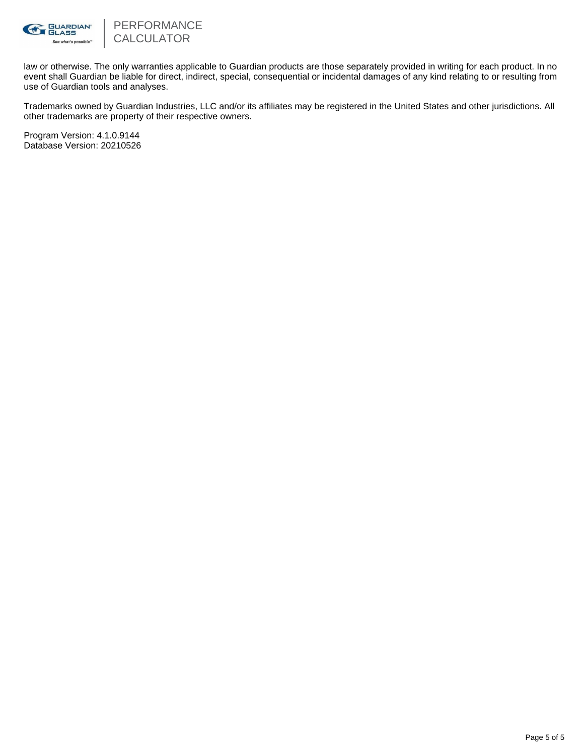law or otherwise. The only warranties applicable to Guardian products are those separately provided in writing for each product. In no event shall Guardian be liable for direct, indirect, special, consequential or incidental damages of any kind relating to or resulting from use of Guardian tools and analyses.

Trademarks owned by Guardian Industries, LLC and/or its affiliates may be registered in the United States and other jurisdictions. All other trademarks are property of their respective owners.

Program Version: 4.1.0.9144
Database Version: 20210526